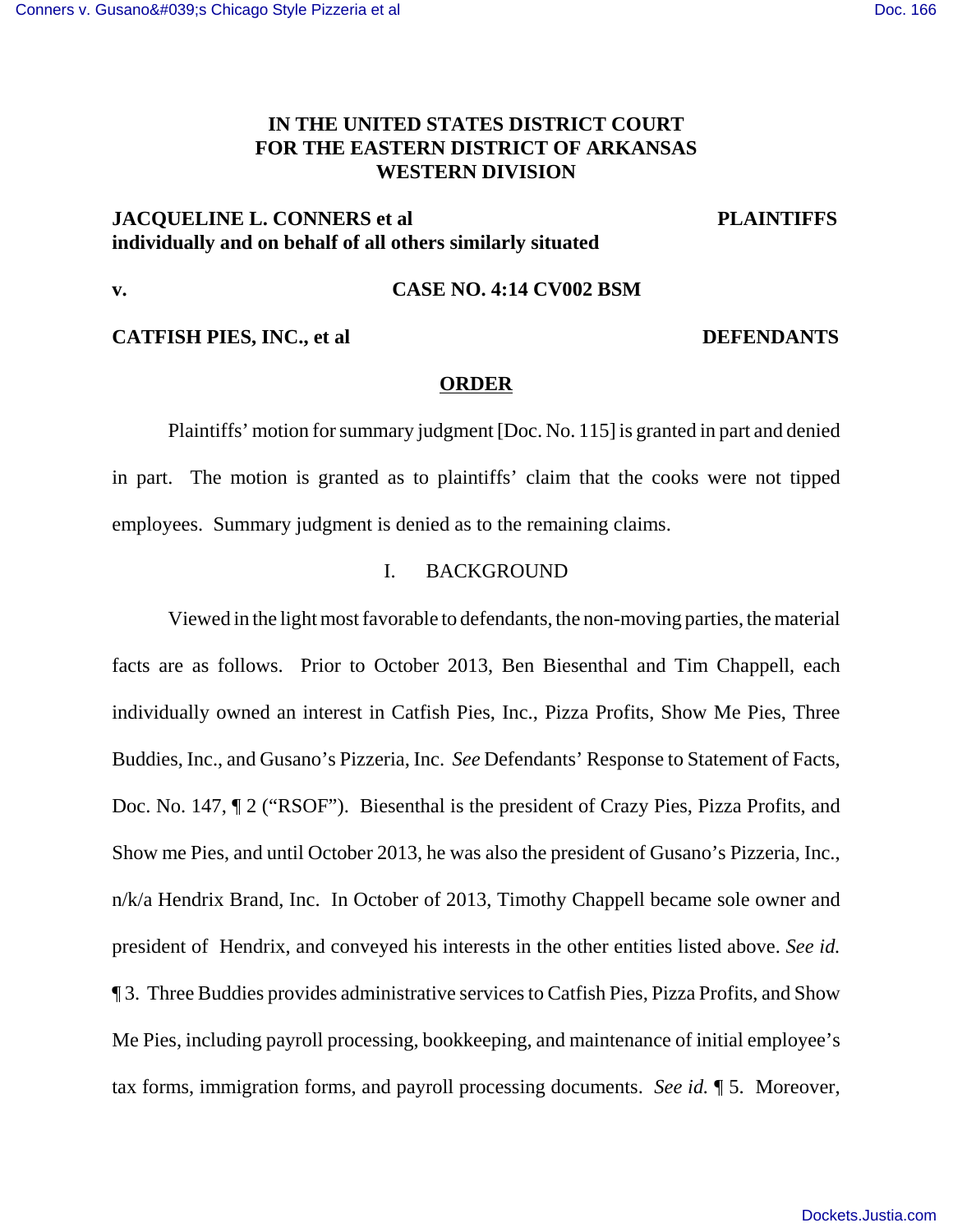# IN THE UNITED STATES DISTRICT COURT FOR THE EASTERN DISTRICT OF ARKANSAS WESTERN DIVISION

**JACQUELINE L. CONNERS et al individually and on behalf of all others similarly situated** — **PLAINTIFFS**

**v.** — **CASE NO. 4:14 CV002 BSM**

**CATFISH PIES, INC., et al** — **DEFENDANTS**

## ORDER

Plaintiffs' motion for summary judgment [Doc. No. 115] is granted in part and denied in part. The motion is granted as to plaintiffs' claim that the cooks were not tipped employees. Summary judgment is denied as to the remaining claims.

### I. BACKGROUND

Viewed in the light most favorable to defendants, the non-moving parties, the material facts are as follows. Prior to October 2013, Ben Biesenthal and Tim Chappell, each individually owned an interest in Catfish Pies, Inc., Pizza Profits, Show Me Pies, Three Buddies, Inc., and Gusano's Pizzeria, Inc. *See* Defendants' Response to Statement of Facts, Doc. No. 147, ¶ 2 ("RSOF"). Biesenthal is the president of Crazy Pies, Pizza Profits, and Show me Pies, and until October 2013, he was also the president of Gusano's Pizzeria, Inc., n/k/a Hendrix Brand, Inc. In October of 2013, Timothy Chappell became sole owner and president of Hendrix, and conveyed his interests in the other entities listed above. *See id.* ¶ 3. Three Buddies provides administrative services to Catfish Pies, Pizza Profits, and Show Me Pies, including payroll processing, bookkeeping, and maintenance of initial employee's tax forms, immigration forms, and payroll processing documents. *See id.* ¶ 5. Moreover,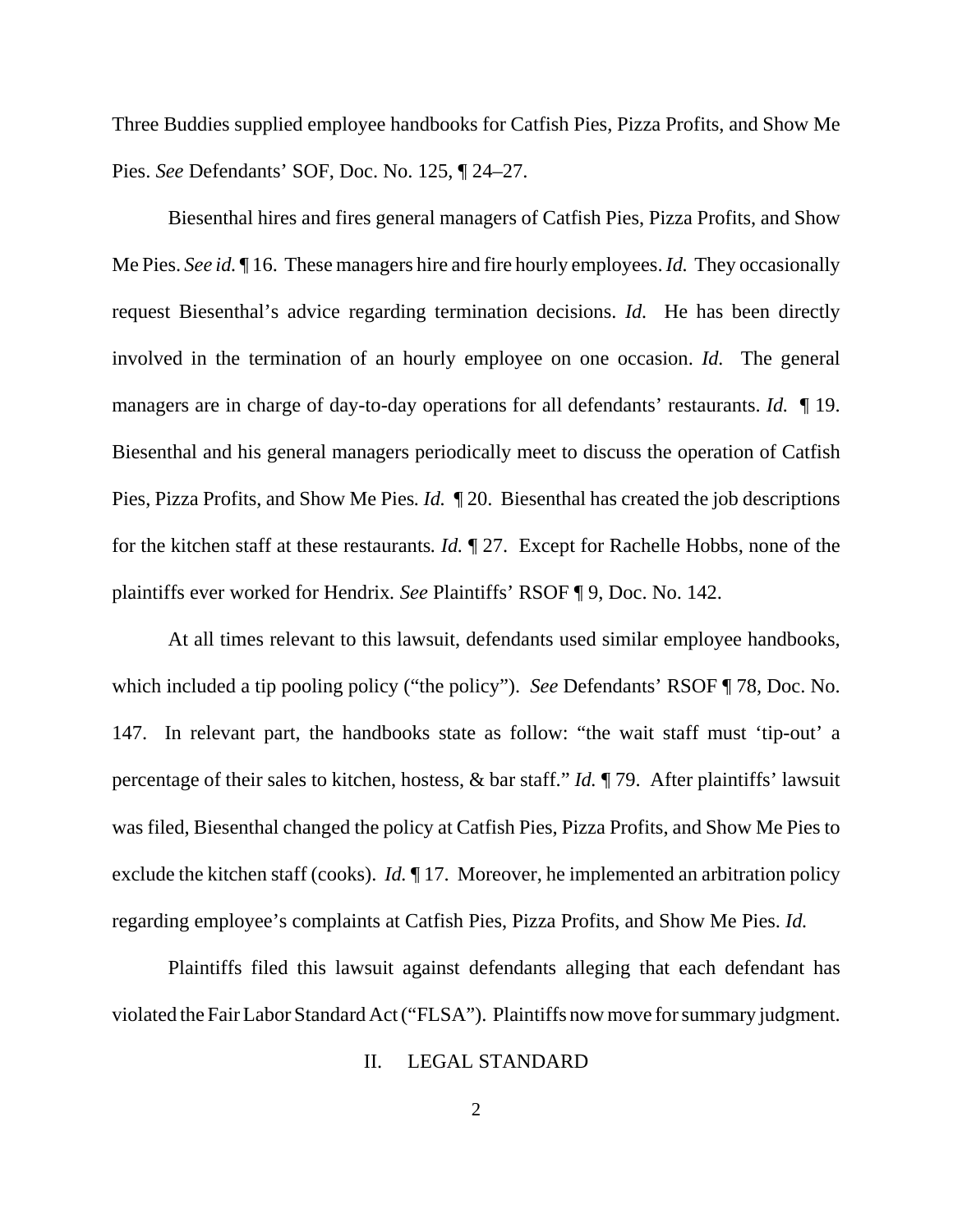Three Buddies supplied employee handbooks for Catfish Pies, Pizza Profits, and Show Me Pies. *See* Defendants' SOF, Doc. No. 125, ¶ 24–27.

Biesenthal hires and fires general managers of Catfish Pies, Pizza Profits, and Show Me Pies. *See id.* ¶ 16. These managers hire and fire hourly employees. *Id.* They occasionally request Biesenthal's advice regarding termination decisions. *Id.* He has been directly involved in the termination of an hourly employee on one occasion. *Id.* The general managers are in charge of day-to-day operations for all defendants' restaurants. *Id.* ¶ 19. Biesenthal and his general managers periodically meet to discuss the operation of Catfish Pies, Pizza Profits, and Show Me Pies. *Id.* ¶ 20. Biesenthal has created the job descriptions for the kitchen staff at these restaurants. *Id.* ¶ 27. Except for Rachelle Hobbs, none of the plaintiffs ever worked for Hendrix. *See* Plaintiffs' RSOF ¶ 9, Doc. No. 142.

At all times relevant to this lawsuit, defendants used similar employee handbooks, which included a tip pooling policy ("the policy"). *See* Defendants' RSOF ¶ 78, Doc. No. 147. In relevant part, the handbooks state as follow: "the wait staff must 'tip-out' a percentage of their sales to kitchen, hostess, & bar staff." *Id.* ¶ 79. After plaintiffs' lawsuit was filed, Biesenthal changed the policy at Catfish Pies, Pizza Profits, and Show Me Pies to exclude the kitchen staff (cooks). *Id.* ¶ 17. Moreover, he implemented an arbitration policy regarding employee's complaints at Catfish Pies, Pizza Profits, and Show Me Pies. *Id.*

Plaintiffs filed this lawsuit against defendants alleging that each defendant has violated the Fair Labor Standard Act ("FLSA"). Plaintiffs now move for summary judgment.

## II. LEGAL STANDARD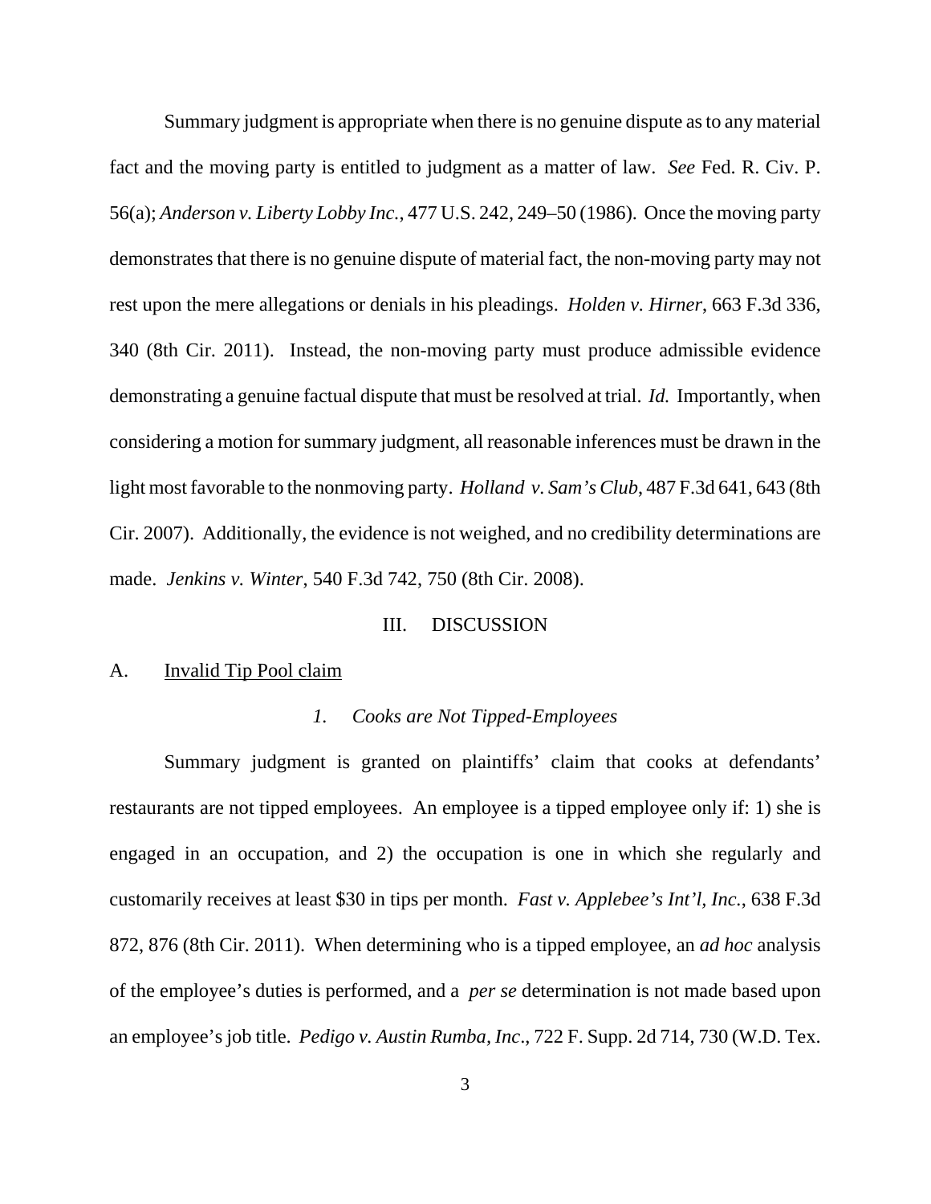Summary judgment is appropriate when there is no genuine dispute as to any material fact and the moving party is entitled to judgment as a matter of law. *See* Fed. R. Civ. P. 56(a); *Anderson v. Liberty Lobby Inc.*, 477 U.S. 242, 249–50 (1986). Once the moving party demonstrates that there is no genuine dispute of material fact, the non-moving party may not rest upon the mere allegations or denials in his pleadings. *Holden v. Hirner*, 663 F.3d 336, 340 (8th Cir. 2011). Instead, the non-moving party must produce admissible evidence demonstrating a genuine factual dispute that must be resolved at trial. *Id.* Importantly, when considering a motion for summary judgment, all reasonable inferences must be drawn in the light most favorable to the nonmoving party. *Holland v. Sam's Club*, 487 F.3d 641, 643 (8th Cir. 2007). Additionally, the evidence is not weighed, and no credibility determinations are made. *Jenkins v. Winter*, 540 F.3d 742, 750 (8th Cir. 2008).

## III. DISCUSSION

### A. Invalid Tip Pool claim

#### *1. Cooks are Not Tipped-Employees*

Summary judgment is granted on plaintiffs' claim that cooks at defendants' restaurants are not tipped employees. An employee is a tipped employee only if: 1) she is engaged in an occupation, and 2) the occupation is one in which she regularly and customarily receives at least $30 in tips per month. *Fast v. Applebee's Int'l, Inc.*, 638 F.3d 872, 876 (8th Cir. 2011). When determining who is a tipped employee, an *ad hoc* analysis of the employee's duties is performed, and a *per se* determination is not made based upon an employee's job title. *Pedigo v. Austin Rumba, Inc*., 722 F. Supp. 2d 714, 730 (W.D. Tex.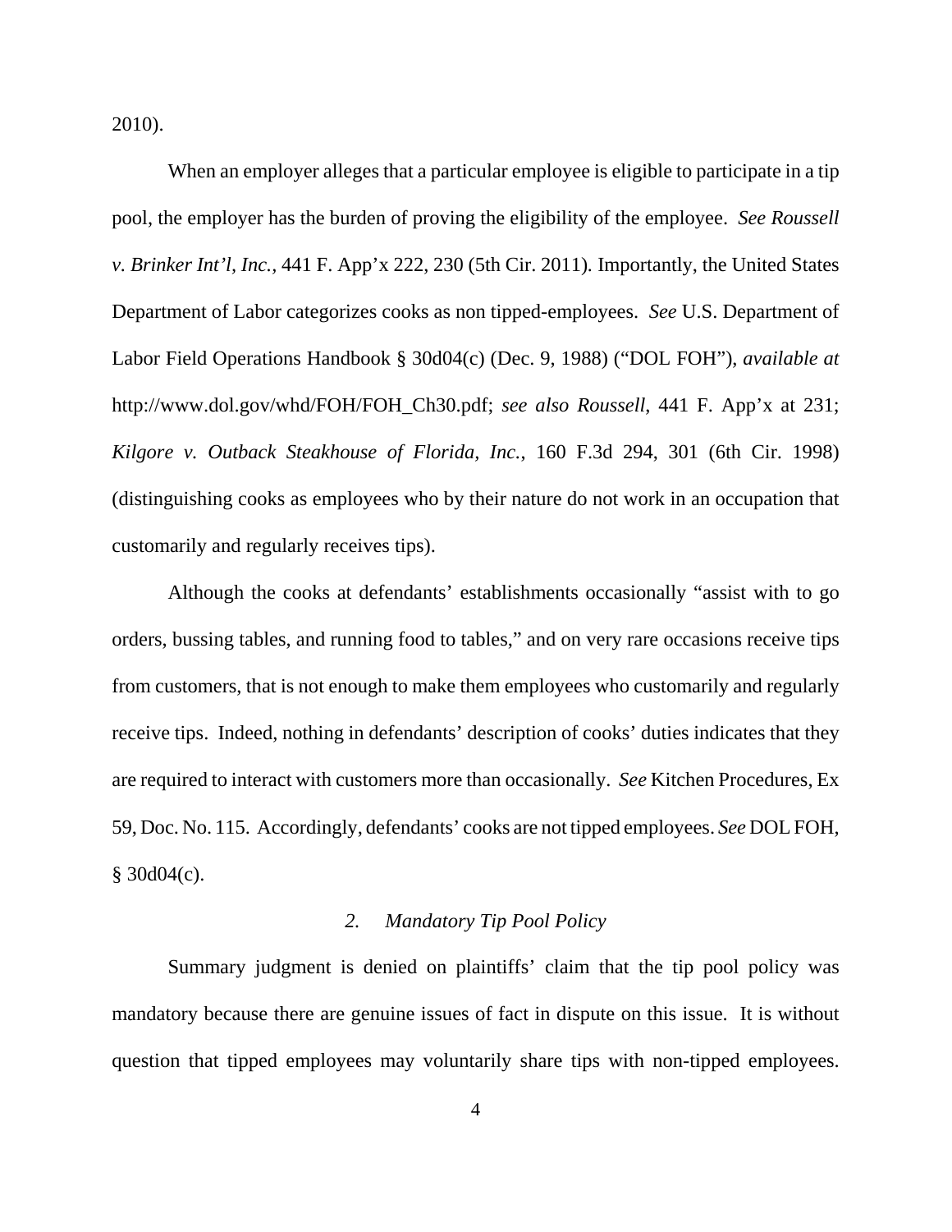2010).

When an employer alleges that a particular employee is eligible to participate in a tip pool, the employer has the burden of proving the eligibility of the employee. *See Roussell v. Brinker Int'l, Inc.*, 441 F. App'x 222, 230 (5th Cir. 2011). Importantly, the United States Department of Labor categorizes cooks as non tipped-employees. *See* U.S. Department of Labor Field Operations Handbook § 30d04(c) (Dec. 9, 1988) ("DOL FOH"), *available at* http://www.dol.gov/whd/FOH/FOH_Ch30.pdf; *see also Roussell*, 441 F. App'x at 231; *Kilgore v. Outback Steakhouse of Florida, Inc.*, 160 F.3d 294, 301 (6th Cir. 1998) (distinguishing cooks as employees who by their nature do not work in an occupation that customarily and regularly receives tips).

Although the cooks at defendants' establishments occasionally "assist with to go orders, bussing tables, and running food to tables," and on very rare occasions receive tips from customers, that is not enough to make them employees who customarily and regularly receive tips. Indeed, nothing in defendants' description of cooks' duties indicates that they are required to interact with customers more than occasionally. *See* Kitchen Procedures, Ex 59, Doc. No. 115. Accordingly, defendants' cooks are not tipped employees. *See* DOL FOH, § 30d04(c).

### *2. Mandatory Tip Pool Policy*

Summary judgment is denied on plaintiffs' claim that the tip pool policy was mandatory because there are genuine issues of fact in dispute on this issue. It is without question that tipped employees may voluntarily share tips with non-tipped employees.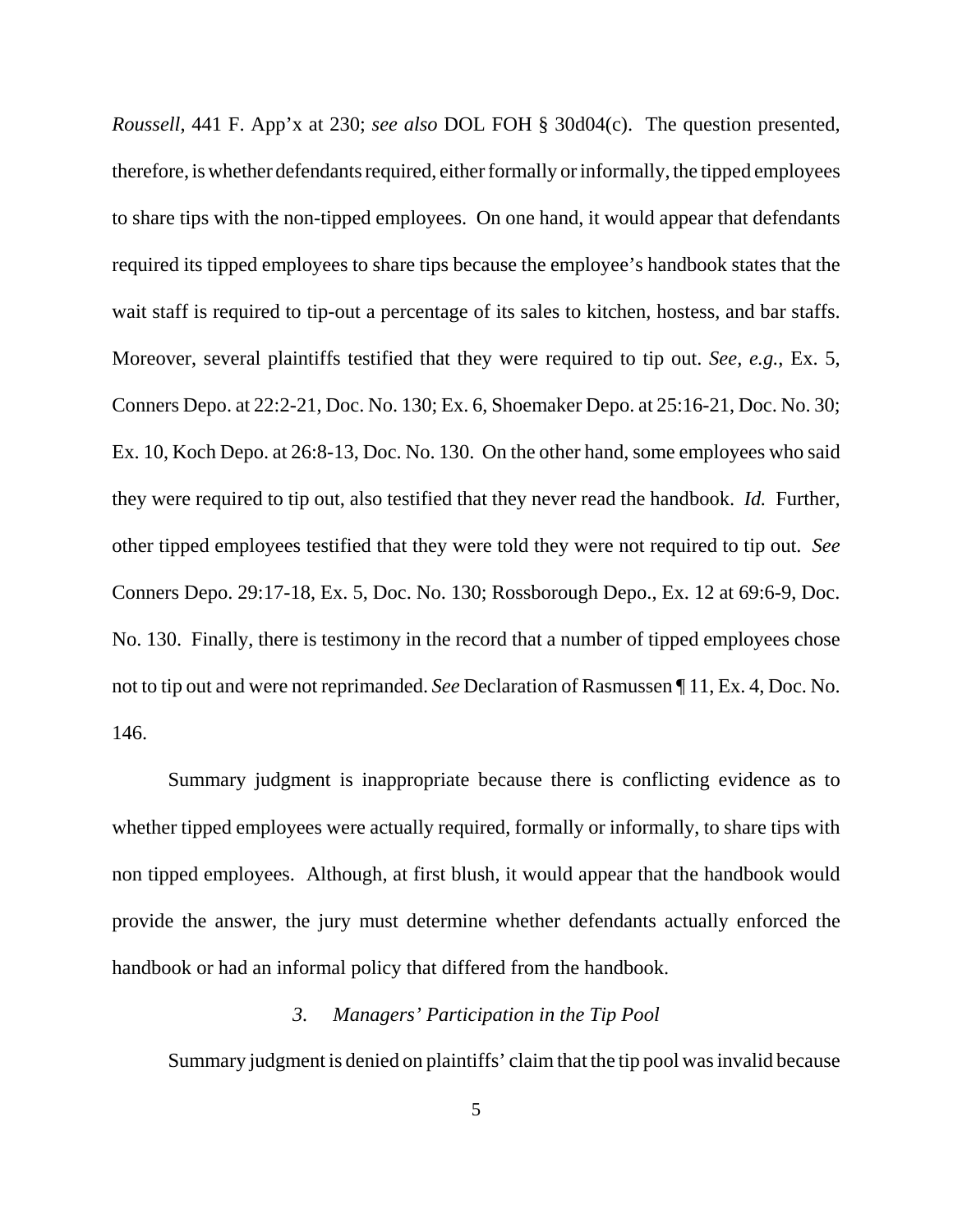*Roussell*, 441 F. App'x at 230; *see also* DOL FOH § 30d04(c). The question presented, therefore, is whether defendants required, either formally or informally, the tipped employees to share tips with the non-tipped employees. On one hand, it would appear that defendants required its tipped employees to share tips because the employee's handbook states that the wait staff is required to tip-out a percentage of its sales to kitchen, hostess, and bar staffs. Moreover, several plaintiffs testified that they were required to tip out. *See*, *e.g.*, Ex. 5, Conners Depo. at 22:2-21, Doc. No. 130; Ex. 6, Shoemaker Depo. at 25:16-21, Doc. No. 30; Ex. 10, Koch Depo. at 26:8-13, Doc. No. 130. On the other hand, some employees who said they were required to tip out, also testified that they never read the handbook. *Id.* Further, other tipped employees testified that they were told they were not required to tip out. *See* Conners Depo. 29:17-18, Ex. 5, Doc. No. 130; Rossborough Depo., Ex. 12 at 69:6-9, Doc. No. 130. Finally, there is testimony in the record that a number of tipped employees chose not to tip out and were not reprimanded. *See* Declaration of Rasmussen ¶ 11, Ex. 4, Doc. No. 146.

Summary judgment is inappropriate because there is conflicting evidence as to whether tipped employees were actually required, formally or informally, to share tips with non tipped employees. Although, at first blush, it would appear that the handbook would provide the answer, the jury must determine whether defendants actually enforced the handbook or had an informal policy that differed from the handbook.

### *3. Managers' Participation in the Tip Pool*

Summary judgment is denied on plaintiffs' claim that the tip pool was invalid because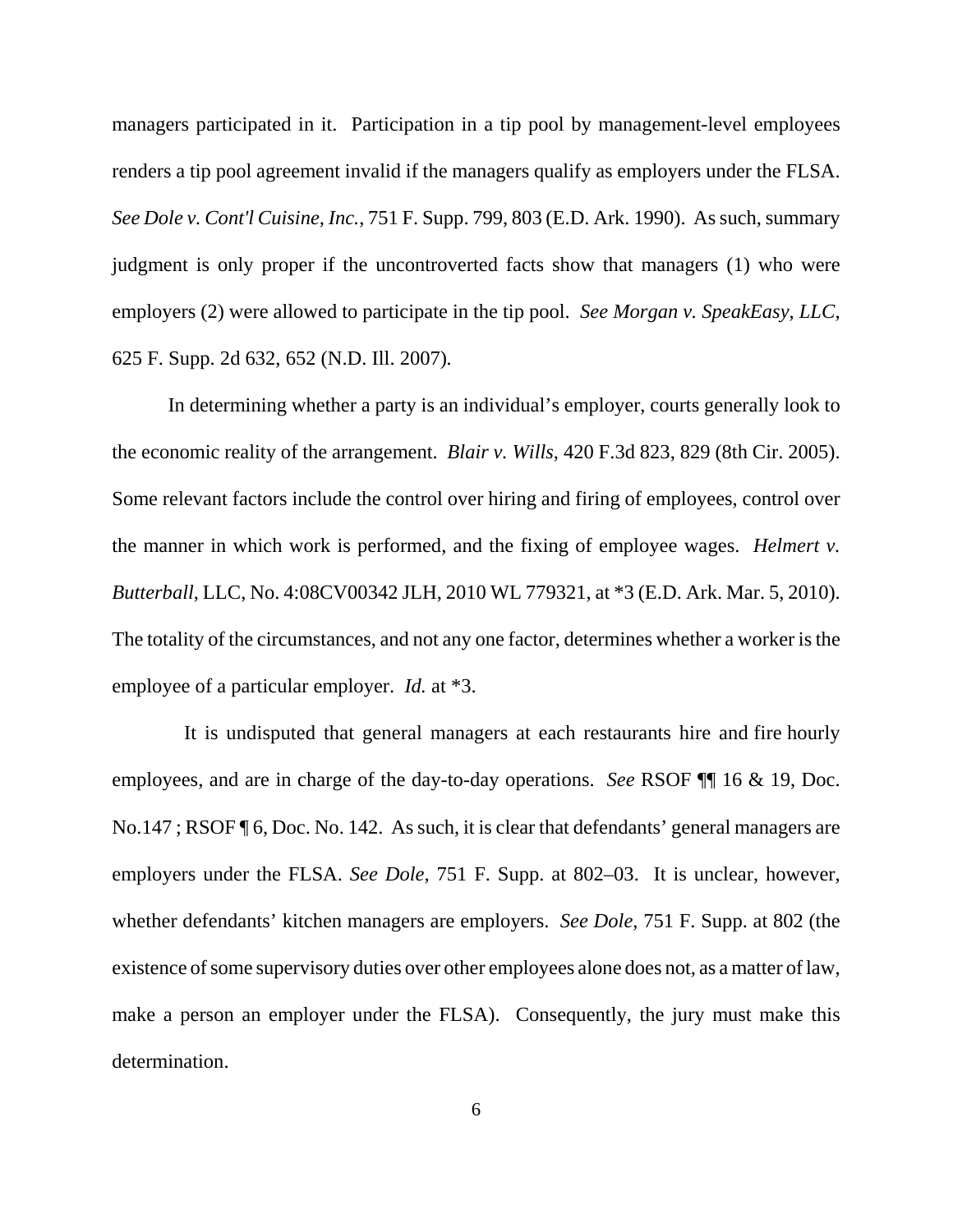managers participated in it. Participation in a tip pool by management-level employees renders a tip pool agreement invalid if the managers qualify as employers under the FLSA. *See Dole v. Cont'l Cuisine, Inc.*, 751 F. Supp. 799, 803 (E.D. Ark. 1990). As such, summary judgment is only proper if the uncontroverted facts show that managers (1) who were employers (2) were allowed to participate in the tip pool. *See Morgan v. SpeakEasy, LLC*, 625 F. Supp. 2d 632, 652 (N.D. Ill. 2007).

In determining whether a party is an individual's employer, courts generally look to the economic reality of the arrangement. *Blair v. Wills*, 420 F.3d 823, 829 (8th Cir. 2005). Some relevant factors include the control over hiring and firing of employees, control over the manner in which work is performed, and the fixing of employee wages. *Helmert v. Butterball*, LLC, No. 4:08CV00342 JLH, 2010 WL 779321, at *3 (E.D. Ark. Mar. 5, 2010). The totality of the circumstances, and not any one factor, determines whether a worker is the employee of a particular employer. *Id.* at *3.

It is undisputed that general managers at each restaurants hire and fire hourly employees, and are in charge of the day-to-day operations. *See* RSOF ¶¶ 16 & 19, Doc. No.147 ; RSOF ¶ 6, Doc. No. 142. As such, it is clear that defendants' general managers are employers under the FLSA. *See Dole*, 751 F. Supp. at 802–03. It is unclear, however, whether defendants' kitchen managers are employers. *See Dole*, 751 F. Supp. at 802 (the existence of some supervisory duties over other employees alone does not, as a matter of law, make a person an employer under the FLSA). Consequently, the jury must make this determination.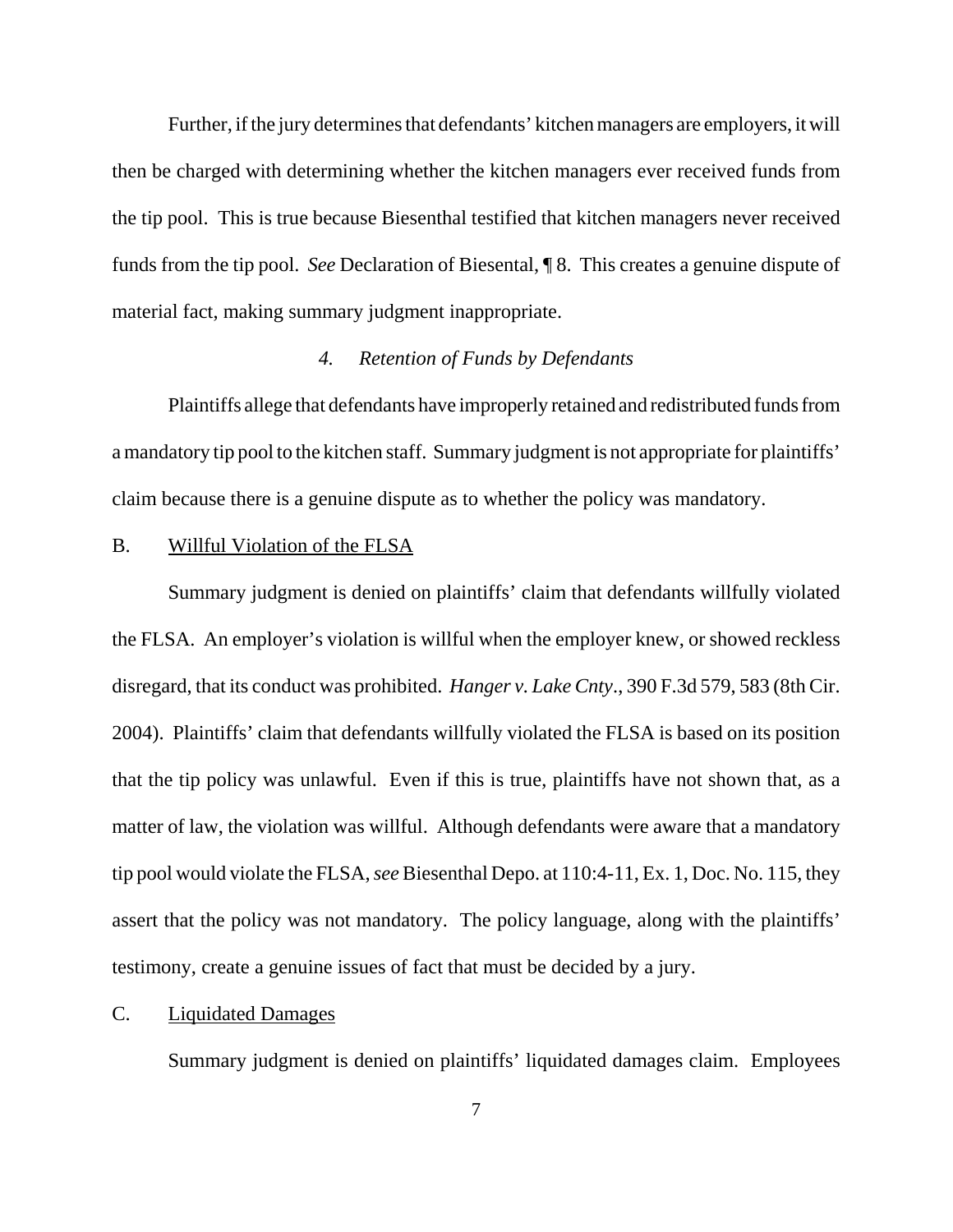Further, if the jury determines that defendants' kitchen managers are employers, it will then be charged with determining whether the kitchen managers ever received funds from the tip pool. This is true because Biesenthal testified that kitchen managers never received funds from the tip pool. *See* Declaration of Biesental, ¶ 8. This creates a genuine dispute of material fact, making summary judgment inappropriate.

#### *4. Retention of Funds by Defendants*

Plaintiffs allege that defendants have improperly retained and redistributed funds from a mandatory tip pool to the kitchen staff. Summary judgment is not appropriate for plaintiffs' claim because there is a genuine dispute as to whether the policy was mandatory.

### B. <u>Willful Violation of the FLSA</u>

Summary judgment is denied on plaintiffs' claim that defendants willfully violated the FLSA. An employer's violation is willful when the employer knew, or showed reckless disregard, that its conduct was prohibited. *Hanger v. Lake Cnty*., 390 F.3d 579, 583 (8th Cir. 2004). Plaintiffs' claim that defendants willfully violated the FLSA is based on its position that the tip policy was unlawful. Even if this is true, plaintiffs have not shown that, as a matter of law, the violation was willful. Although defendants were aware that a mandatory tip pool would violate the FLSA, *see* Biesenthal Depo. at 110:4-11, Ex. 1, Doc. No. 115, they assert that the policy was not mandatory. The policy language, along with the plaintiffs' testimony, create a genuine issues of fact that must be decided by a jury.

### C. <u>Liquidated Damages</u>

Summary judgment is denied on plaintiffs' liquidated damages claim. Employees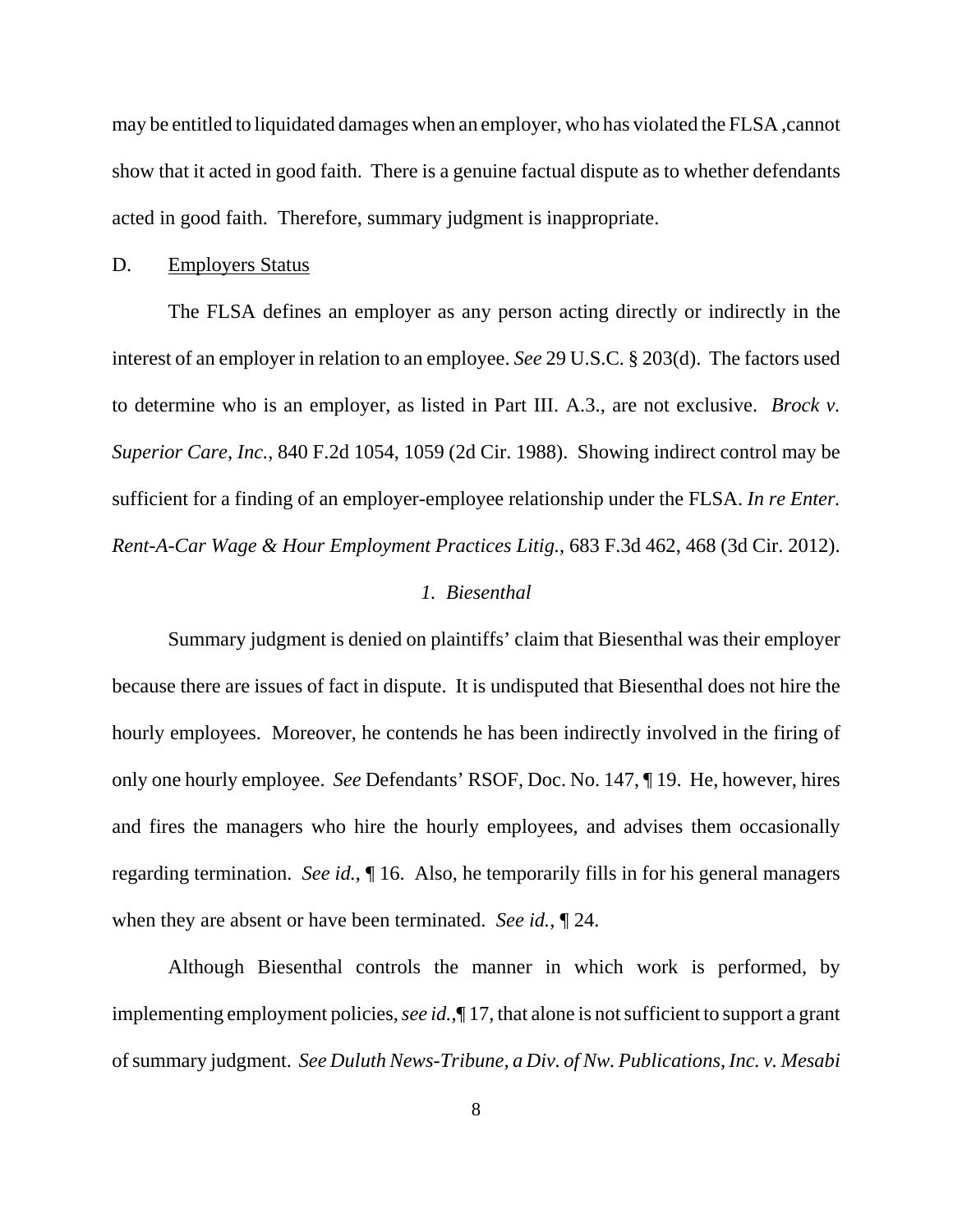may be entitled to liquidated damages when an employer, who has violated the FLSA ,cannot show that it acted in good faith. There is a genuine factual dispute as to whether defendants acted in good faith. Therefore, summary judgment is inappropriate.

D. Employers Status

The FLSA defines an employer as any person acting directly or indirectly in the interest of an employer in relation to an employee. *See* 29 U.S.C. § 203(d). The factors used to determine who is an employer, as listed in Part III. A.3., are not exclusive. *Brock v. Superior Care, Inc.*, 840 F.2d 1054, 1059 (2d Cir. 1988). Showing indirect control may be sufficient for a finding of an employer-employee relationship under the FLSA. *In re Enter. Rent-A-Car Wage & Hour Employment Practices Litig.*, 683 F.3d 462, 468 (3d Cir. 2012).

*1. Biesenthal*

Summary judgment is denied on plaintiffs' claim that Biesenthal was their employer because there are issues of fact in dispute. It is undisputed that Biesenthal does not hire the hourly employees. Moreover, he contends he has been indirectly involved in the firing of only one hourly employee. *See* Defendants' RSOF, Doc. No. 147, ¶ 19. He, however, hires and fires the managers who hire the hourly employees, and advises them occasionally regarding termination. *See id.*, ¶ 16. Also, he temporarily fills in for his general managers when they are absent or have been terminated. *See id.,* ¶ 24.

Although Biesenthal controls the manner in which work is performed, by implementing employment policies, *see id.,*¶ 17, that alone is not sufficient to support a grant of summary judgment. *See Duluth News-Tribune, a Div. of Nw. Publications, Inc. v. Mesabi*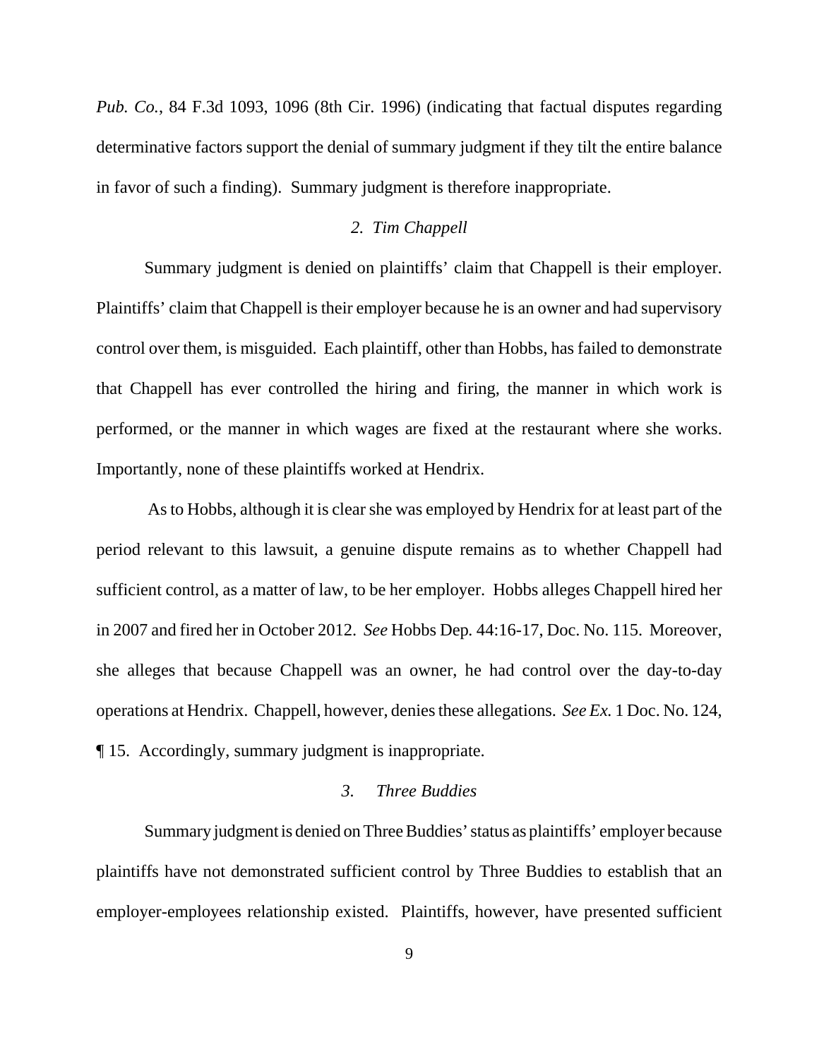*Pub. Co.*, 84 F.3d 1093, 1096 (8th Cir. 1996) (indicating that factual disputes regarding determinative factors support the denial of summary judgment if they tilt the entire balance in favor of such a finding). Summary judgment is therefore inappropriate.

### *2. Tim Chappell*

Summary judgment is denied on plaintiffs' claim that Chappell is their employer. Plaintiffs' claim that Chappell is their employer because he is an owner and had supervisory control over them, is misguided. Each plaintiff, other than Hobbs, has failed to demonstrate that Chappell has ever controlled the hiring and firing, the manner in which work is performed, or the manner in which wages are fixed at the restaurant where she works. Importantly, none of these plaintiffs worked at Hendrix.

As to Hobbs, although it is clear she was employed by Hendrix for at least part of the period relevant to this lawsuit, a genuine dispute remains as to whether Chappell had sufficient control, as a matter of law, to be her employer. Hobbs alleges Chappell hired her in 2007 and fired her in October 2012. *See* Hobbs Dep. 44:16-17, Doc. No. 115. Moreover, she alleges that because Chappell was an owner, he had control over the day-to-day operations at Hendrix. Chappell, however, denies these allegations. *See Ex.* 1 Doc. No. 124, ¶ 15. Accordingly, summary judgment is inappropriate.

### *3. Three Buddies*

Summary judgment is denied on Three Buddies' status as plaintiffs' employer because plaintiffs have not demonstrated sufficient control by Three Buddies to establish that an employer-employees relationship existed. Plaintiffs, however, have presented sufficient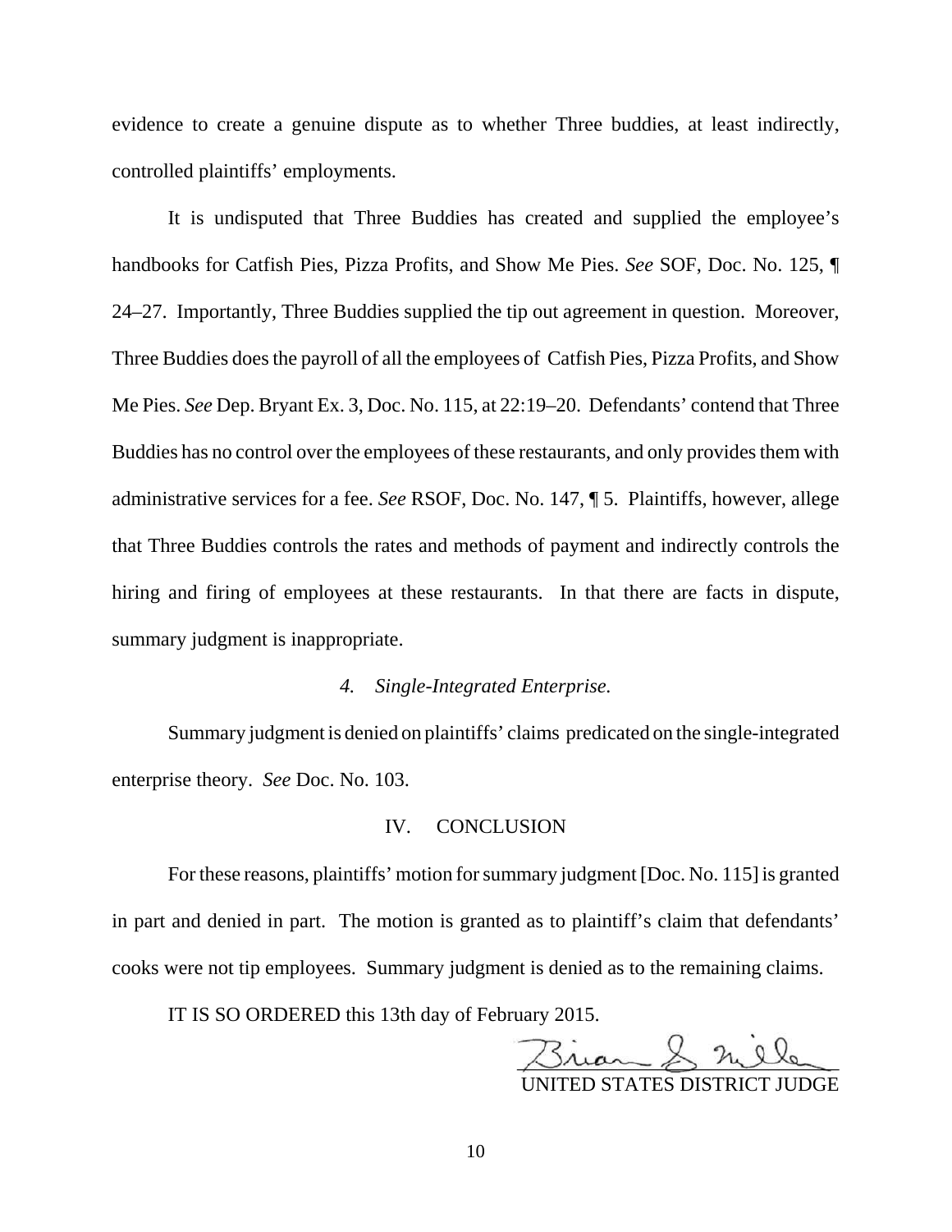evidence to create a genuine dispute as to whether Three buddies, at least indirectly, controlled plaintiffs' employments.

It is undisputed that Three Buddies has created and supplied the employee's handbooks for Catfish Pies, Pizza Profits, and Show Me Pies. *See* SOF, Doc. No. 125, ¶ 24–27. Importantly, Three Buddies supplied the tip out agreement in question. Moreover, Three Buddies does the payroll of all the employees of Catfish Pies, Pizza Profits, and Show Me Pies. *See* Dep. Bryant Ex. 3, Doc. No. 115, at 22:19–20. Defendants' contend that Three Buddies has no control over the employees of these restaurants, and only provides them with administrative services for a fee. *See* RSOF, Doc. No. 147, ¶ 5. Plaintiffs, however, allege that Three Buddies controls the rates and methods of payment and indirectly controls the hiring and firing of employees at these restaurants. In that there are facts in dispute, summary judgment is inappropriate.

*4. Single-Integrated Enterprise.*

Summary judgment is denied on plaintiffs' claims predicated on the single-integrated enterprise theory. *See* Doc. No. 103.

IV. CONCLUSION

For these reasons, plaintiffs' motion for summary judgment [Doc. No. 115] is granted in part and denied in part. The motion is granted as to plaintiff's claim that defendants' cooks were not tip employees. Summary judgment is denied as to the remaining claims.

IT IS SO ORDERED this 13th day of February 2015.

UNITED STATES DISTRICT JUDGE